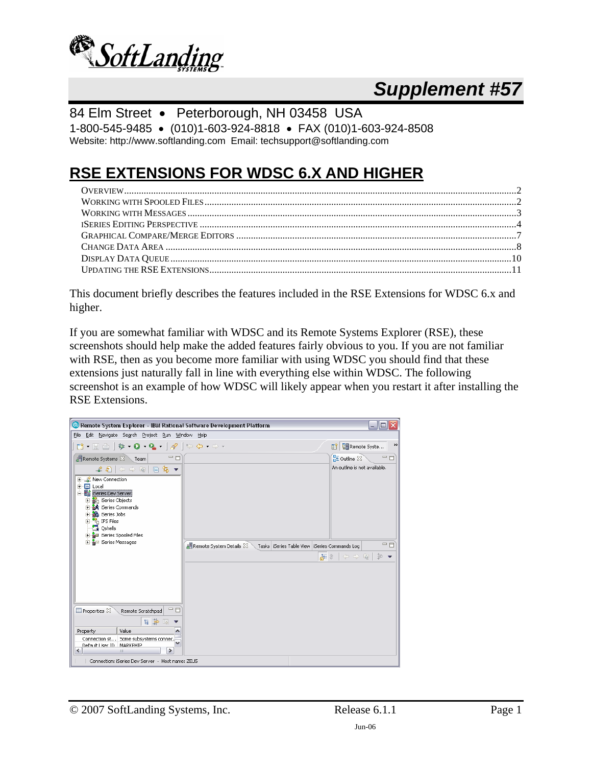# Supplement #57

84 Elm Street • Peterborough, NH 03458 USA

1-800-545-9485 • (010)1-603-924-8818 • FAX (010)1-603-924-8508

Website: http://www.softlanding.com Email: techsupport@softlanding.com

## RSE EXTENSIONS FOR WDSC 6.X AND HIGHER

- OVERVIEW ........ 2
- WORKING WITH SPOOLED FILES ........ 2
- WORKING WITH MESSAGES ........ 3
- ISERIES EDITING PERSPECTIVE ........ 4
- GRAPHICAL COMPARE/MERGE EDITORS ........ 7
- CHANGE DATA AREA ........ 8
- DISPLAY DATA QUEUE ........ 10
- UPDATING THE RSE EXTENSIONS ........ 11

This document briefly describes the features included in the RSE Extensions for WDSC 6.x and higher.

If you are somewhat familiar with WDSC and its Remote Systems Explorer (RSE), these screenshots should help make the added features fairly obvious to you. If you are not familiar with RSE, then as you become more familiar with using WDSC you should find that these extensions just naturally fall in line with everything else within WDSC. The following screenshot is an example of how WDSC will likely appear when you restart it after installing the RSE Extensions.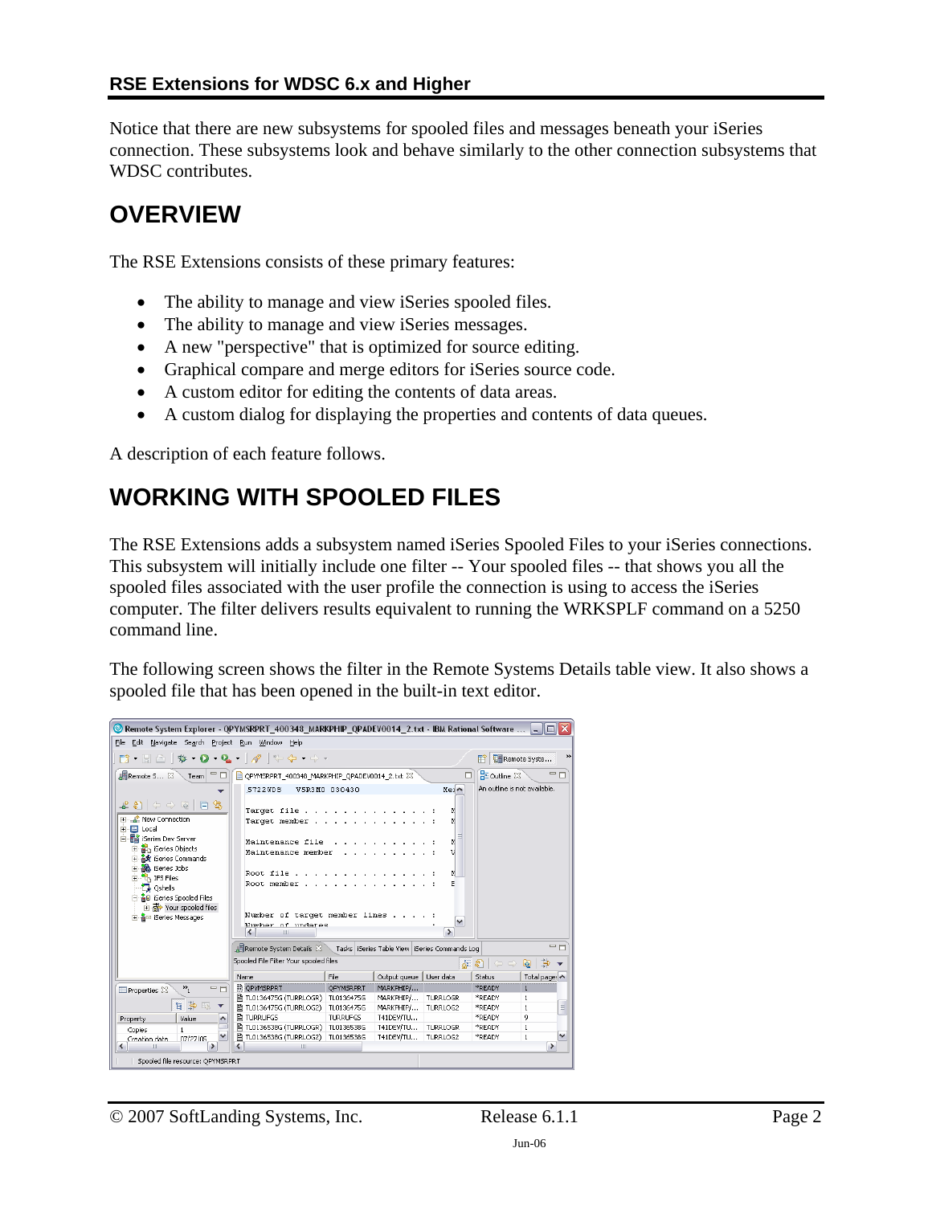Notice that there are new subsystems for spooled files and messages beneath your iSeries connection. These subsystems look and behave similarly to the other connection subsystems that WDSC contributes.

## OVERVIEW

The RSE Extensions consists of these primary features:

- The ability to manage and view iSeries spooled files.
- The ability to manage and view iSeries messages.
- A new "perspective" that is optimized for source editing.
- Graphical compare and merge editors for iSeries source code.
- A custom editor for editing the contents of data areas.
- A custom dialog for displaying the properties and contents of data queues.

A description of each feature follows.

## WORKING WITH SPOOLED FILES

The RSE Extensions adds a subsystem named iSeries Spooled Files to your iSeries connections. This subsystem will initially include one filter -- Your spooled files -- that shows you all the spooled files associated with the user profile the connection is using to access the iSeries computer. The filter delivers results equivalent to running the WRKSPLF command on a 5250 command line.

The following screen shows the filter in the Remote Systems Details table view. It also shows a spooled file that has been opened in the built-in text editor.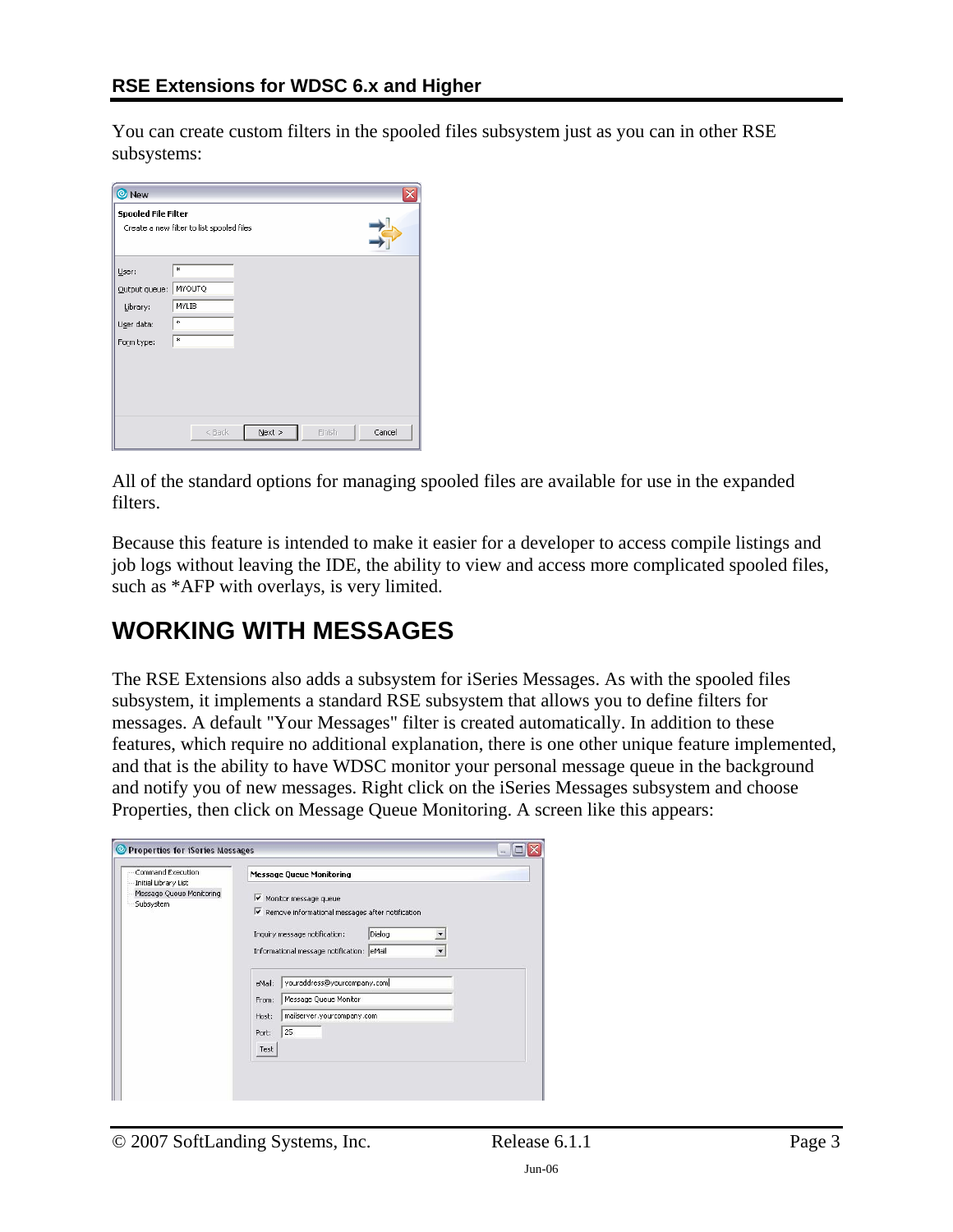You can create custom filters in the spooled files subsystem just as you can in other RSE subsystems:

All of the standard options for managing spooled files are available for use in the expanded filters.

Because this feature is intended to make it easier for a developer to access compile listings and job logs without leaving the IDE, the ability to view and access more complicated spooled files, such as *AFP with overlays, is very limited.

# WORKING WITH MESSAGES

The RSE Extensions also adds a subsystem for iSeries Messages. As with the spooled files subsystem, it implements a standard RSE subsystem that allows you to define filters for messages. A default "Your Messages" filter is created automatically. In addition to these features, which require no additional explanation, there is one other unique feature implemented, and that is the ability to have WDSC monitor your personal message queue in the background and notify you of new messages. Right click on the iSeries Messages subsystem and choose Properties, then click on Message Queue Monitoring. A screen like this appears: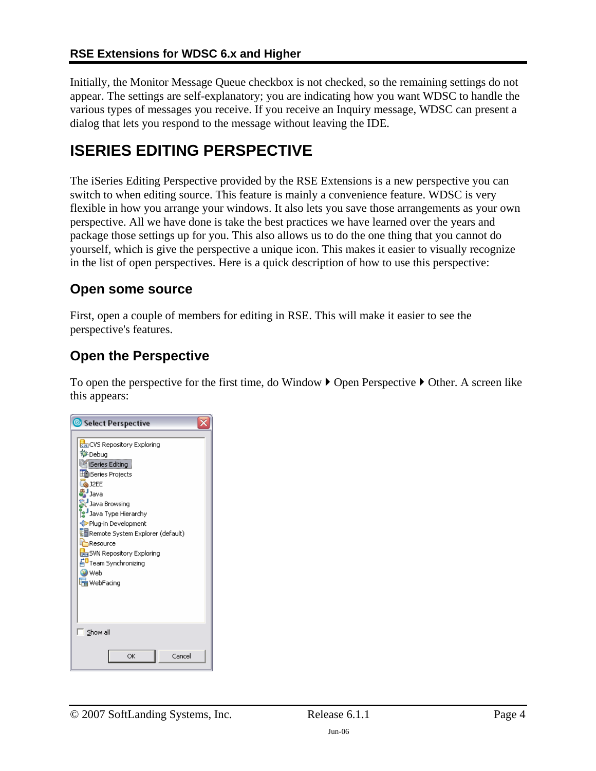Initially, the Monitor Message Queue checkbox is not checked, so the remaining settings do not appear. The settings are self-explanatory; you are indicating how you want WDSC to handle the various types of messages you receive. If you receive an Inquiry message, WDSC can present a dialog that lets you respond to the message without leaving the IDE.

# ISERIES EDITING PERSPECTIVE

The iSeries Editing Perspective provided by the RSE Extensions is a new perspective you can switch to when editing source. This feature is mainly a convenience feature. WDSC is very flexible in how you arrange your windows. It also lets you save those arrangements as your own perspective. All we have done is take the best practices we have learned over the years and package those settings up for you. This also allows us to do the one thing that you cannot do yourself, which is give the perspective a unique icon. This makes it easier to visually recognize in the list of open perspectives. Here is a quick description of how to use this perspective:

## Open some source

First, open a couple of members for editing in RSE. This will make it easier to see the perspective's features.

## Open the Perspective

To open the perspective for the first time, do Window ▶ Open Perspective ▶ Other. A screen like this appears: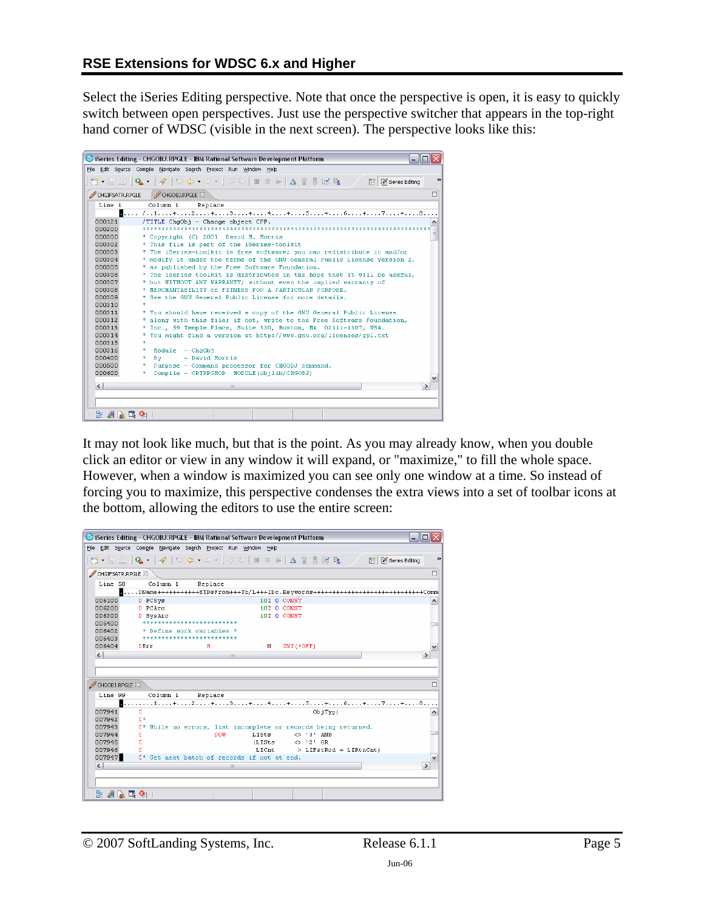Select the iSeries Editing perspective. Note that once the perspective is open, it is easy to quickly switch between open perspectives. Just use the perspective switcher that appears in the top-right hand corner of WDSC (visible in the next screen). The perspective looks like this:

It may not look like much, but that is the point. As you may already know, when you double click an editor or view in any window it will expand, or "maximize," to fill the whole space. However, when a window is maximized you can see only one window at a time. So instead of forcing you to maximize, this perspective condenses the extra views into a set of toolbar icons at the bottom, allowing the editors to use the entire screen: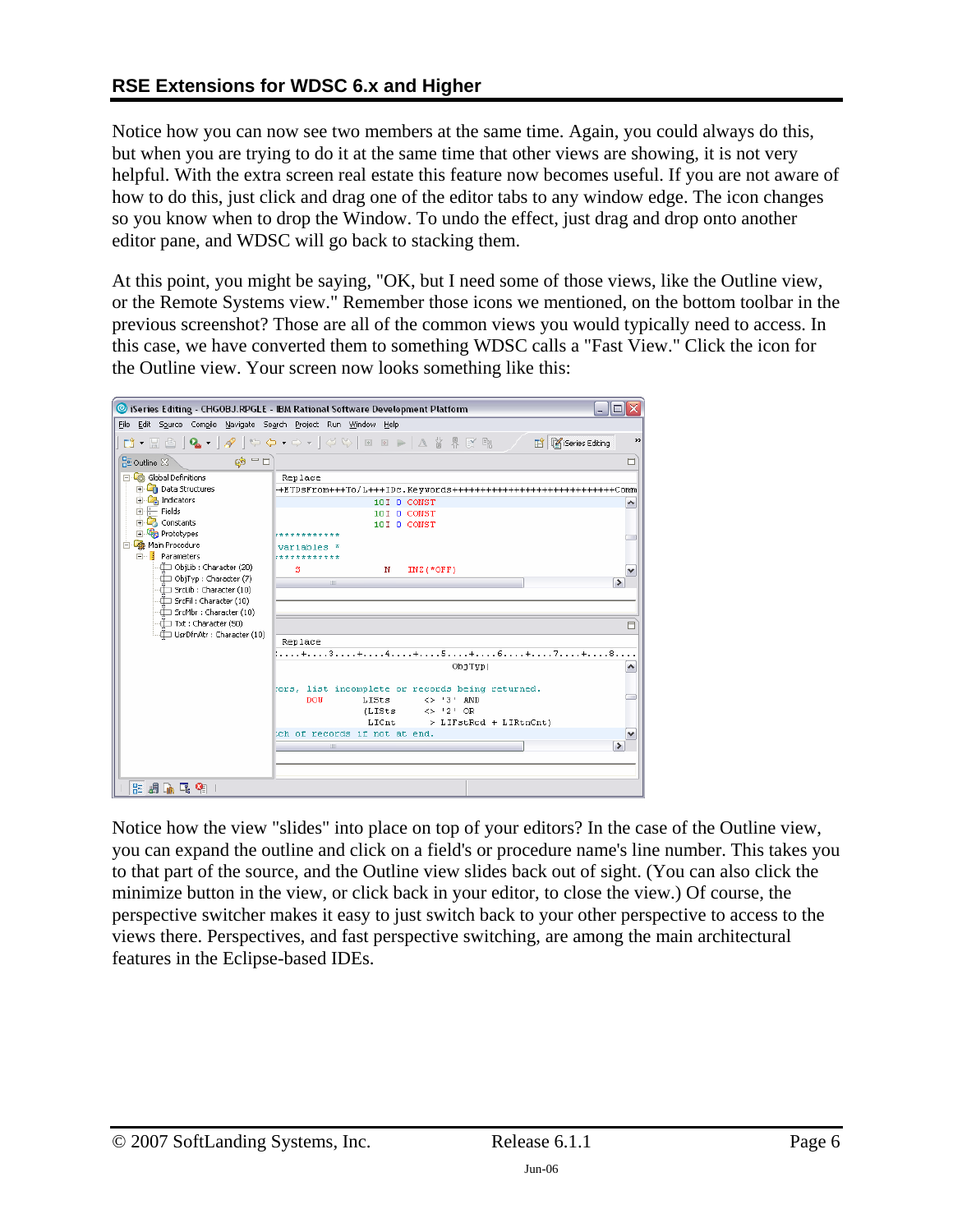Notice how you can now see two members at the same time. Again, you could always do this, but when you are trying to do it at the same time that other views are showing, it is not very helpful. With the extra screen real estate this feature now becomes useful. If you are not aware of how to do this, just click and drag one of the editor tabs to any window edge. The icon changes so you know when to drop the Window. To undo the effect, just drag and drop onto another editor pane, and WDSC will go back to stacking them.

At this point, you might be saying, "OK, but I need some of those views, like the Outline view, or the Remote Systems view." Remember those icons we mentioned, on the bottom toolbar in the previous screenshot? Those are all of the common views you would typically need to access. In this case, we have converted them to something WDSC calls a "Fast View." Click the icon for the Outline view. Your screen now looks something like this:

Notice how the view "slides" into place on top of your editors? In the case of the Outline view, you can expand the outline and click on a field's or procedure name's line number. This takes you to that part of the source, and the Outline view slides back out of sight. (You can also click the minimize button in the view, or click back in your editor, to close the view.) Of course, the perspective switcher makes it easy to just switch back to your other perspective to access to the views there. Perspectives, and fast perspective switching, are among the main architectural features in the Eclipse-based IDEs.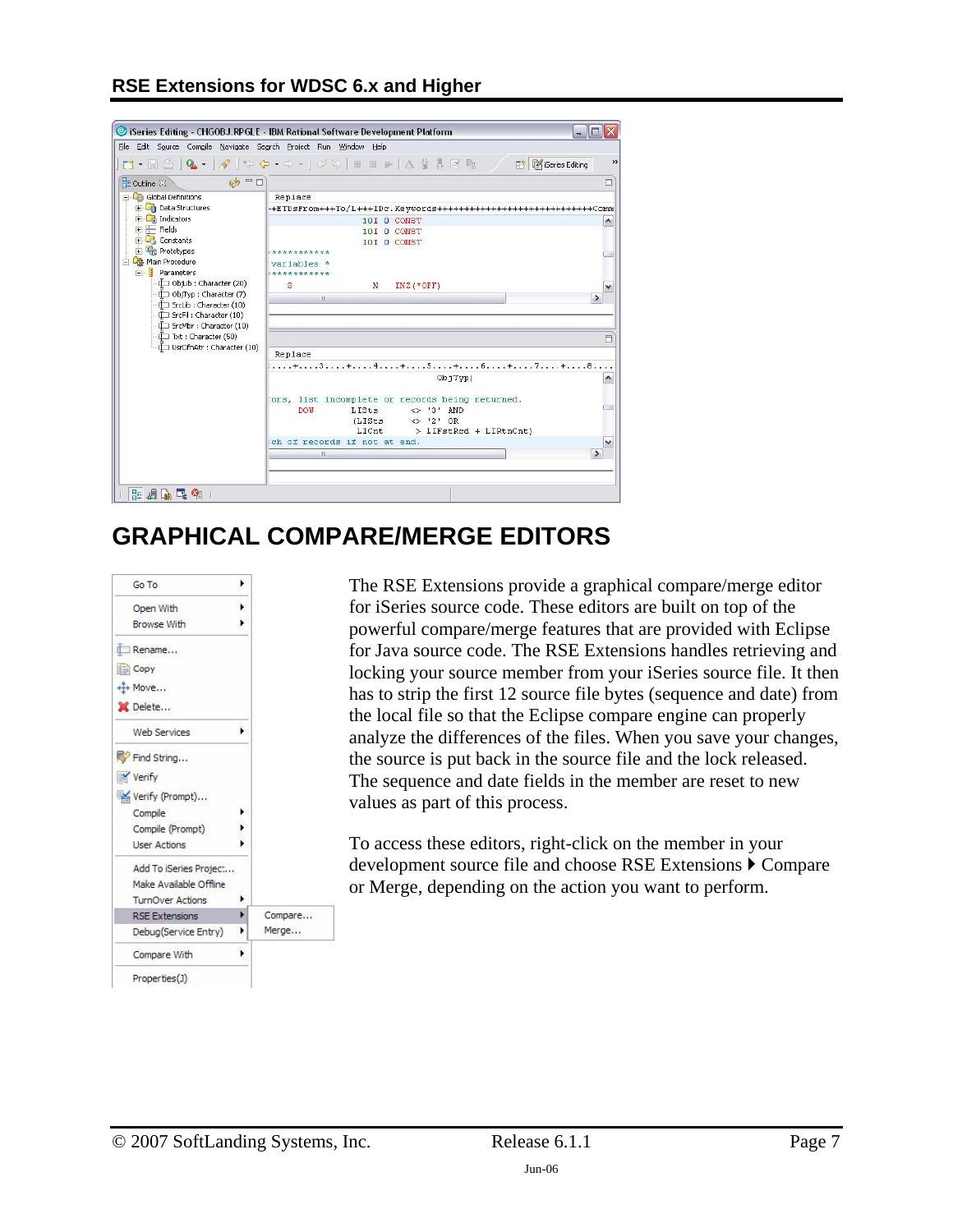## GRAPHICAL COMPARE/MERGE EDITORS

The RSE Extensions provide a graphical compare/merge editor for iSeries source code. These editors are built on top of the powerful compare/merge features that are provided with Eclipse for Java source code. The RSE Extensions handles retrieving and locking your source member from your iSeries source file. It then has to strip the first 12 source file bytes (sequence and date) from the local file so that the Eclipse compare engine can properly analyze the differences of the files. When you save your changes, the source is put back in the source file and the lock released. The sequence and date fields in the member are reset to new values as part of this process.

To access these editors, right-click on the member in your development source file and choose RSE Extensions ▶ Compare or Merge, depending on the action you want to perform.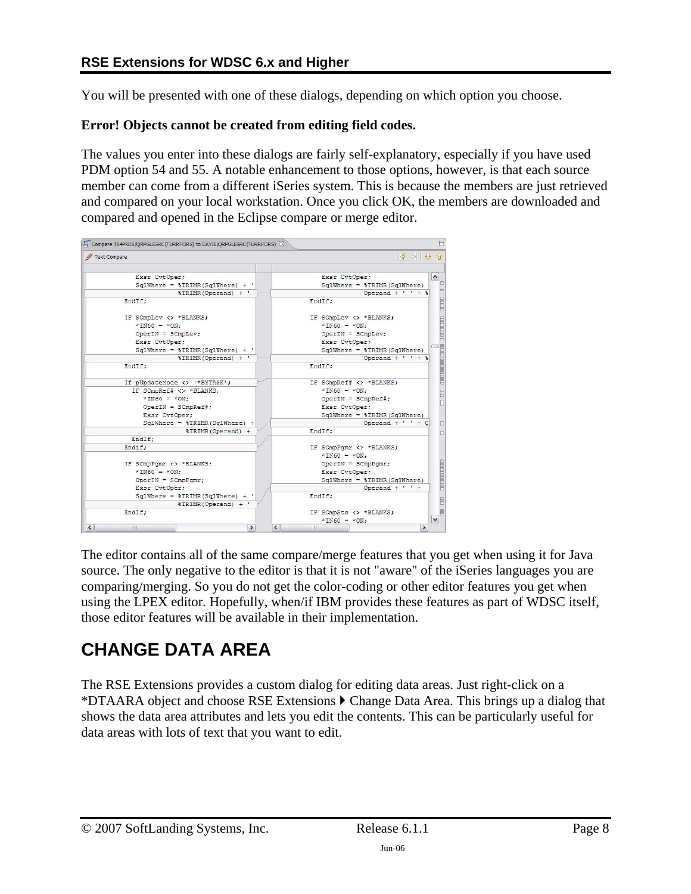You will be presented with one of these dialogs, depending on which option you choose.

**Error! Objects cannot be created from editing field codes.**

The values you enter into these dialogs are fairly self-explanatory, especially if you have used PDM option 54 and 55. A notable enhancement to those options, however, is that each source member can come from a different iSeries system. This is because the members are just retrieved and compared on your local workstation. Once you click OK, the members are downloaded and compared and opened in the Eclipse compare or merge editor.

The editor contains all of the same compare/merge features that you get when using it for Java source. The only negative to the editor is that it is not "aware" of the iSeries languages you are comparing/merging. So you do not get the color-coding or other editor features you get when using the LPEX editor. Hopefully, when/if IBM provides these features as part of WDSC itself, those editor features will be available in their implementation.

# CHANGE DATA AREA

The RSE Extensions provides a custom dialog for editing data areas. Just right-click on a *DTAARA object and choose RSE Extensions ▸ Change Data Area. This brings up a dialog that shows the data area attributes and lets you edit the contents. This can be particularly useful for data areas with lots of text that you want to edit.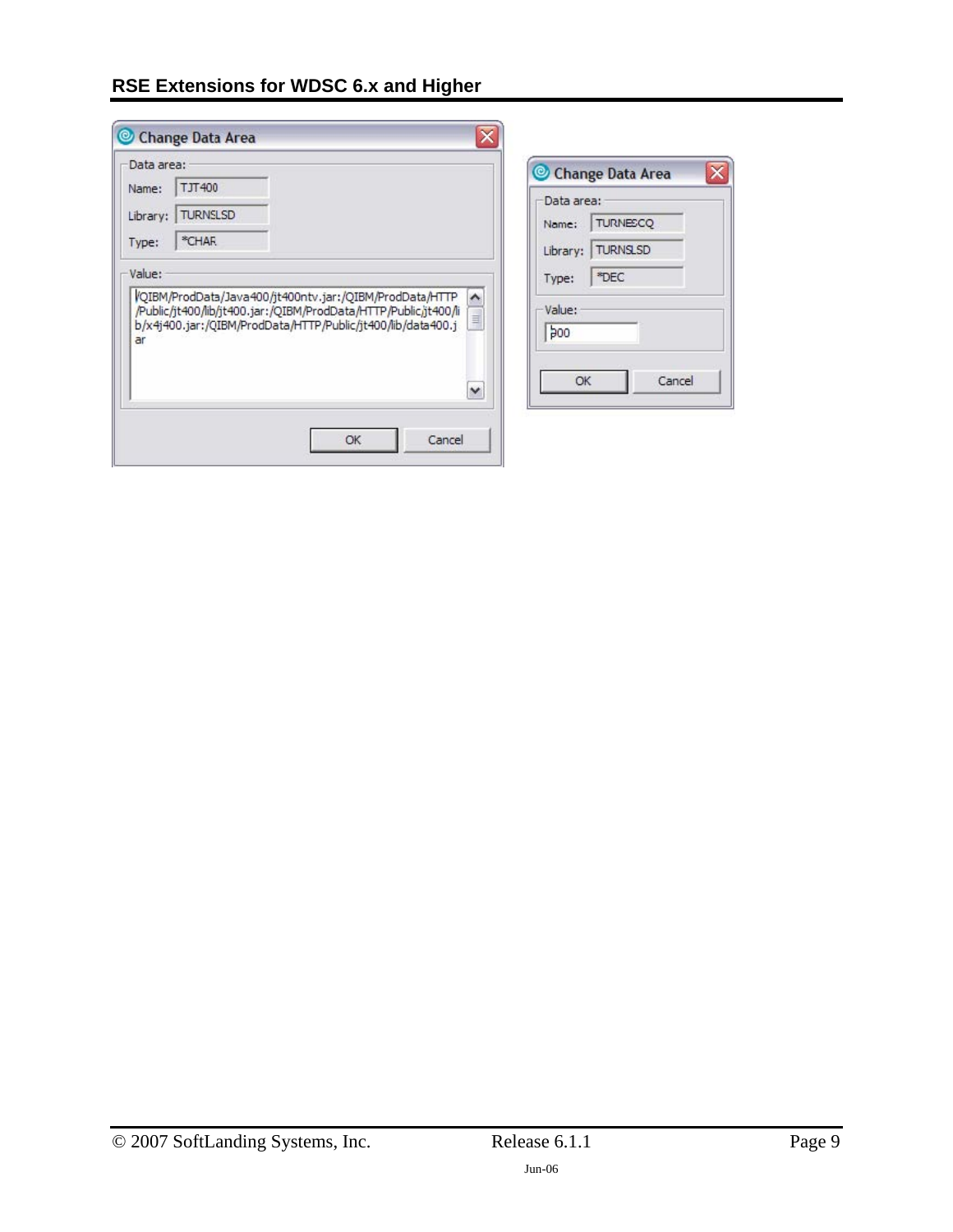**Change Data Area**

Data area:

Name: TJT400

Library: TURNSLSD

Type: *CHAR

Value:

/QIBM/ProdData/Java400/jt400ntv.jar:/QIBM/ProdData/HTTP/Public/jt400/lib/jt400.jar:/QIBM/ProdData/HTTP/Public/jt400/lib/x4j400.jar:/QIBM/ProdData/HTTP/Public/jt400/lib/data400.jar

OK Cancel

**Change Data Area**

Data area:

Name: TURNESCQ

Library: TURNSLSD

Type: *DEC

Value:

300

OK Cancel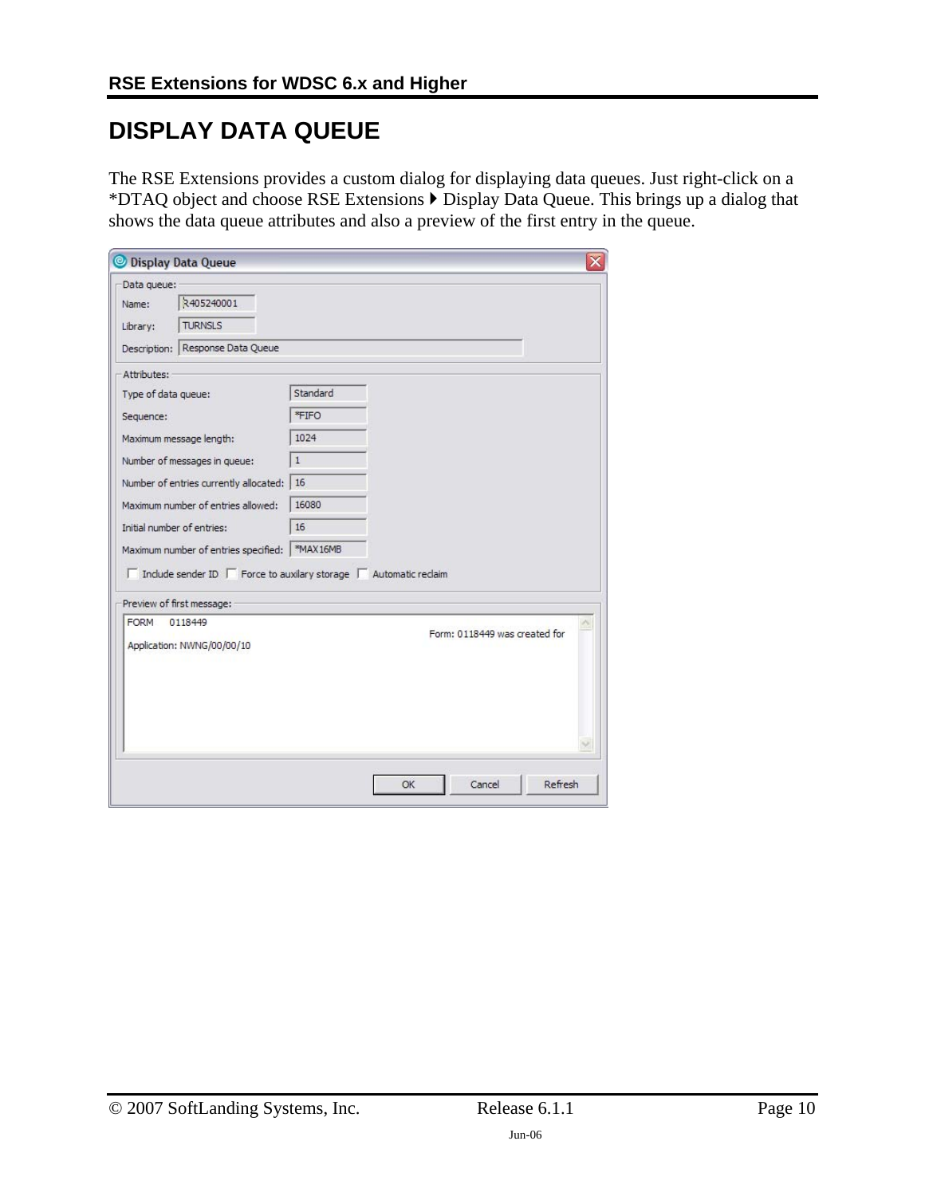# DISPLAY DATA QUEUE

The RSE Extensions provides a custom dialog for displaying data queues. Just right-click on a *DTAQ object and choose RSE Extensions ▸ Display Data Queue. This brings up a dialog that shows the data queue attributes and also a preview of the first entry in the queue.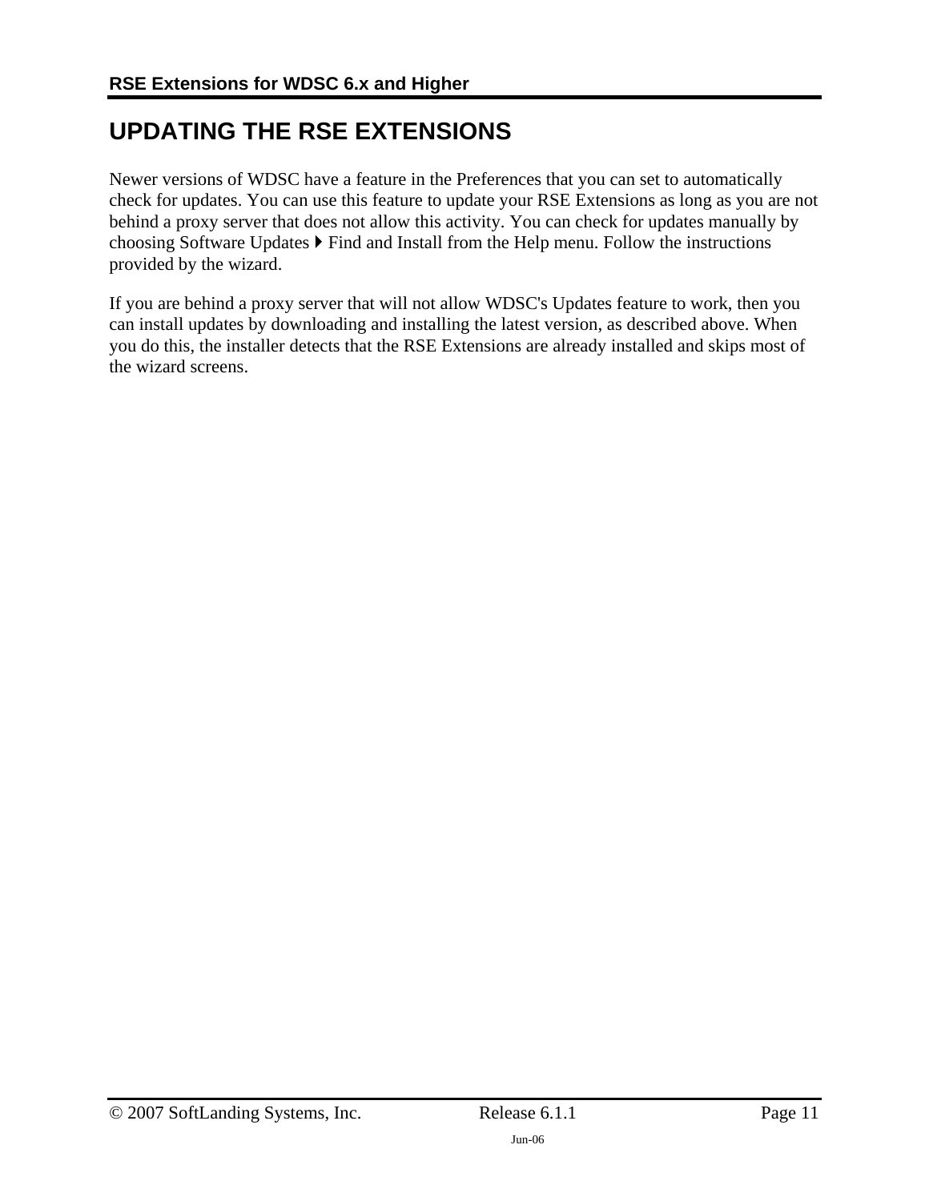# UPDATING THE RSE EXTENSIONS

Newer versions of WDSC have a feature in the Preferences that you can set to automatically check for updates. You can use this feature to update your RSE Extensions as long as you are not behind a proxy server that does not allow this activity. You can check for updates manually by choosing Software Updates ▸ Find and Install from the Help menu. Follow the instructions provided by the wizard.

If you are behind a proxy server that will not allow WDSC's Updates feature to work, then you can install updates by downloading and installing the latest version, as described above. When you do this, the installer detects that the RSE Extensions are already installed and skips most of the wizard screens.